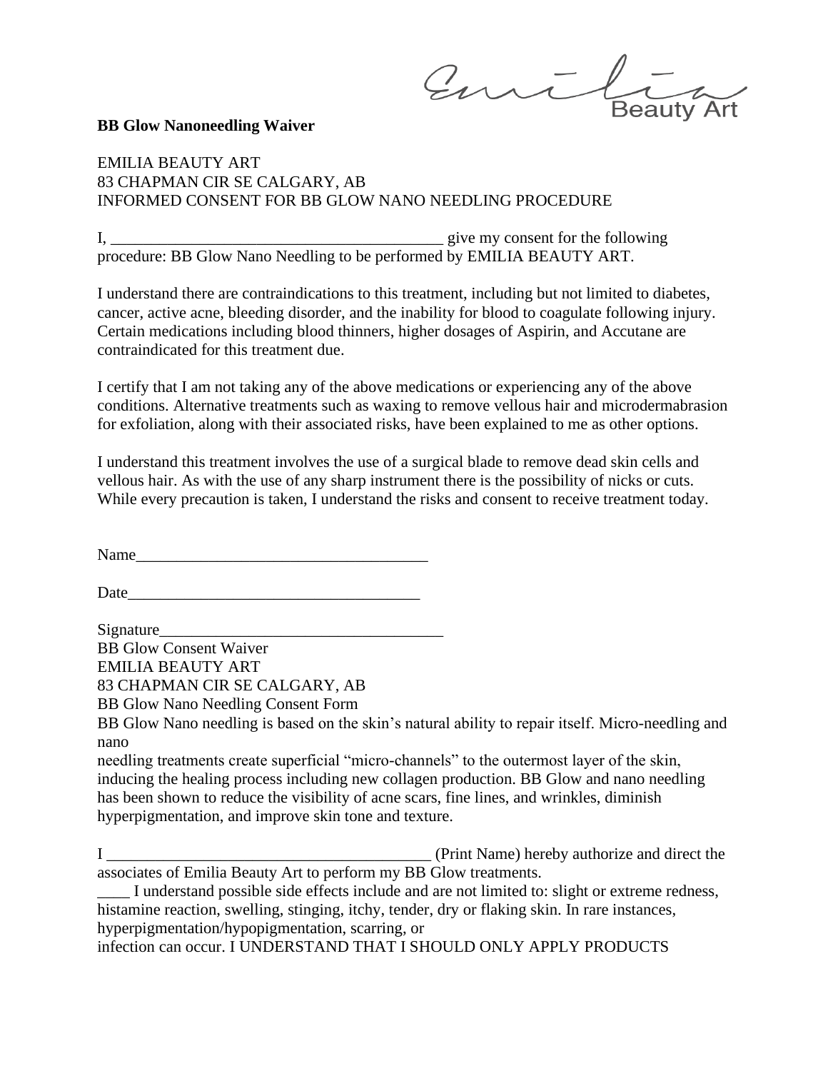Emilia Beauty Art

**BB Glow Nanoneedling Waiver**

EMILIA BEAUTY ART
83 CHAPMAN CIR SE CALGARY, AB
INFORMED CONSENT FOR BB GLOW NANO NEEDLING PROCEDURE

I, _________________________________________ give my consent for the following procedure: BB Glow Nano Needling to be performed by EMILIA BEAUTY ART.

I understand there are contraindications to this treatment, including but not limited to diabetes, cancer, active acne, bleeding disorder, and the inability for blood to coagulate following injury. Certain medications including blood thinners, higher dosages of Aspirin, and Accutane are contraindicated for this treatment due.

I certify that I am not taking any of the above medications or experiencing any of the above conditions. Alternative treatments such as waxing to remove vellous hair and microdermabrasion for exfoliation, along with their associated risks, have been explained to me as other options.

I understand this treatment involves the use of a surgical blade to remove dead skin cells and vellous hair. As with the use of any sharp instrument there is the possibility of nicks or cuts. While every precaution is taken, I understand the risks and consent to receive treatment today.

Name_____________________________________

Date_____________________________________

Signature__________________________________

BB Glow Consent Waiver
EMILIA BEAUTY ART
83 CHAPMAN CIR SE CALGARY, AB
BB Glow Nano Needling Consent Form

BB Glow Nano needling is based on the skin's natural ability to repair itself. Micro-needling and nano
needling treatments create superficial "micro-channels" to the outermost layer of the skin, inducing the healing process including new collagen production. BB Glow and nano needling has been shown to reduce the visibility of acne scars, fine lines, and wrinkles, diminish hyperpigmentation, and improve skin tone and texture.

I ________________________________________ (Print Name) hereby authorize and direct the associates of Emilia Beauty Art to perform my BB Glow treatments.

____ I understand possible side effects include and are not limited to: slight or extreme redness, histamine reaction, swelling, stinging, itchy, tender, dry or flaking skin. In rare instances, hyperpigmentation/hypopigmentation, scarring, or
infection can occur. I UNDERSTAND THAT I SHOULD ONLY APPLY PRODUCTS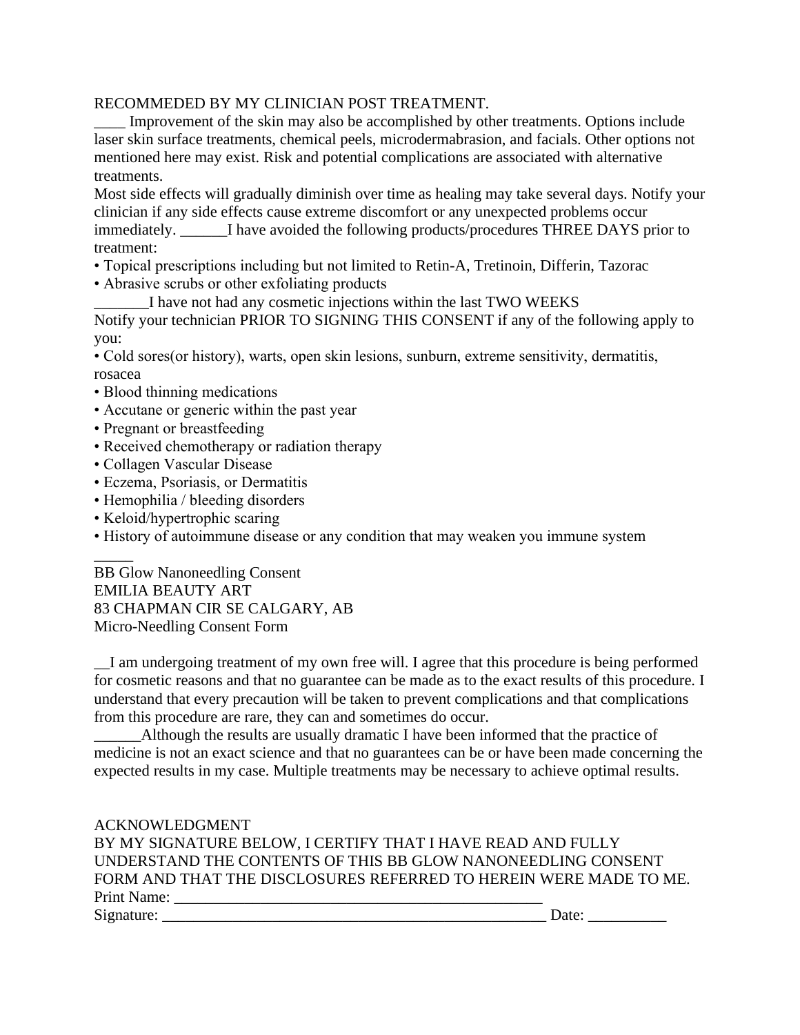RECOMMEDED BY MY CLINICIAN POST TREATMENT.

____ Improvement of the skin may also be accomplished by other treatments. Options include laser skin surface treatments, chemical peels, microdermabrasion, and facials. Other options not mentioned here may exist. Risk and potential complications are associated with alternative treatments.

Most side effects will gradually diminish over time as healing may take several days. Notify your clinician if any side effects cause extreme discomfort or any unexpected problems occur immediately. ______I have avoided the following products/procedures THREE DAYS prior to treatment:

- Topical prescriptions including but not limited to Retin-A, Tretinoin, Differin, Tazorac
- Abrasive scrubs or other exfoliating products

_______I have not had any cosmetic injections within the last TWO WEEKS

Notify your technician PRIOR TO SIGNING THIS CONSENT if any of the following apply to you:

- Cold sores(or history), warts, open skin lesions, sunburn, extreme sensitivity, dermatitis, rosacea
- Blood thinning medications
- Accutane or generic within the past year
- Pregnant or breastfeeding
- Received chemotherapy or radiation therapy
- Collagen Vascular Disease
- Eczema, Psoriasis, or Dermatitis
- Hemophilia / bleeding disorders
- Keloid/hypertrophic scaring
- History of autoimmune disease or any condition that may weaken you immune system

_____

BB Glow Nanoneedling Consent
EMILIA BEAUTY ART
83 CHAPMAN CIR SE CALGARY, AB
Micro-Needling Consent Form

__I am undergoing treatment of my own free will. I agree that this procedure is being performed for cosmetic reasons and that no guarantee can be made as to the exact results of this procedure. I understand that every precaution will be taken to prevent complications and that complications from this procedure are rare, they can and sometimes do occur.

______Although the results are usually dramatic I have been informed that the practice of medicine is not an exact science and that no guarantees can be or have been made concerning the expected results in my case. Multiple treatments may be necessary to achieve optimal results.

ACKNOWLEDGMENT

BY MY SIGNATURE BELOW, I CERTIFY THAT I HAVE READ AND FULLY UNDERSTAND THE CONTENTS OF THIS BB GLOW NANONEEDLING CONSENT FORM AND THAT THE DISCLOSURES REFERRED TO HEREIN WERE MADE TO ME.

Print Name: _________________________________________________

Signature: ___________________________________________________ Date: __________